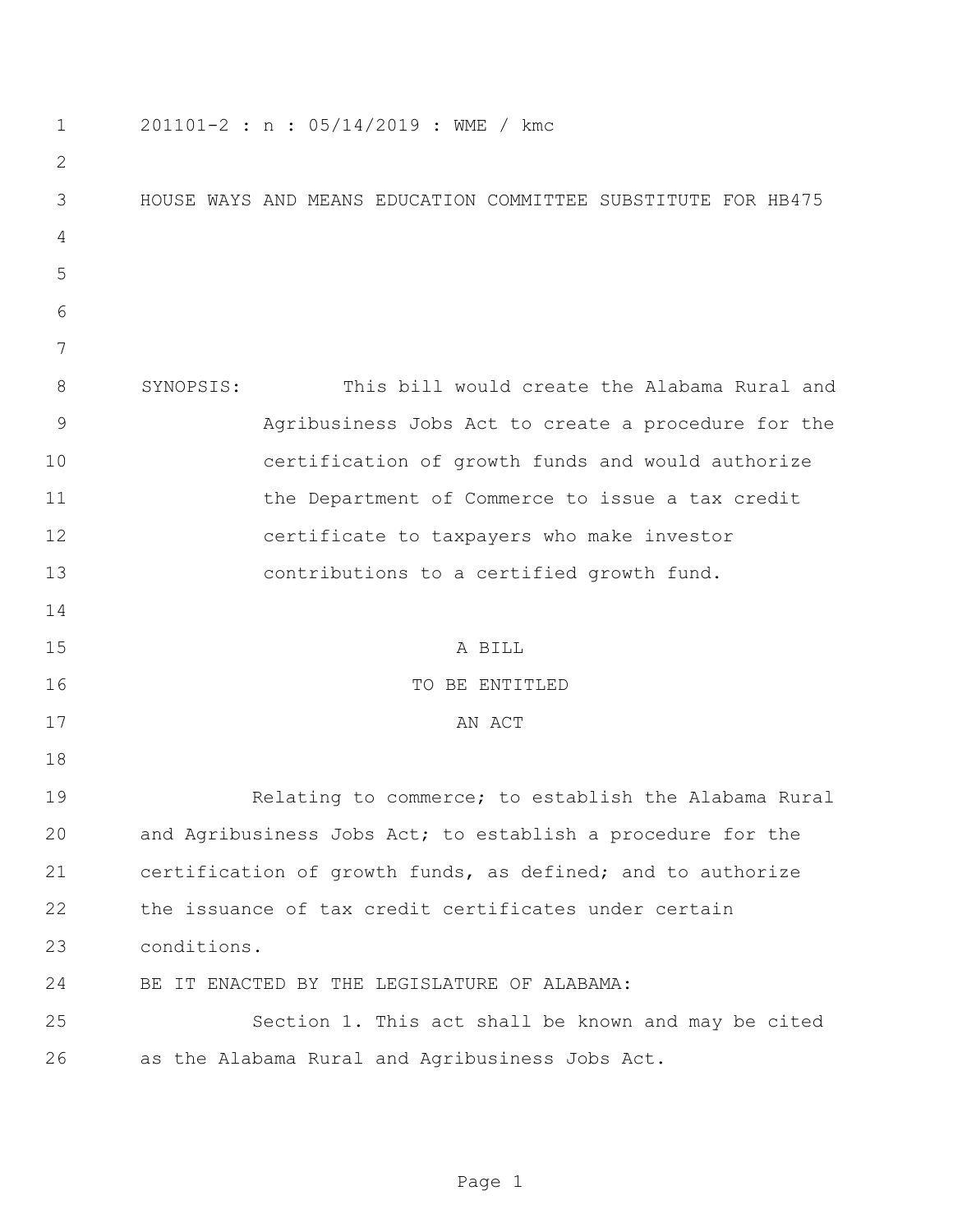201101-2 : n : 05/14/2019 : WME / kmc

HOUSE WAYS AND MEANS EDUCATION COMMITTEE SUBSTITUTE FOR HB475

SYNOPSIS: This bill would create the Alabama Rural and Agribusiness Jobs Act to create a procedure for the certification of growth funds and would authorize the Department of Commerce to issue a tax credit certificate to taxpayers who make investor contributions to a certified growth fund.

A BILL

TO BE ENTITLED

AN ACT

Relating to commerce; to establish the Alabama Rural and Agribusiness Jobs Act; to establish a procedure for the certification of growth funds, as defined; and to authorize the issuance of tax credit certificates under certain conditions.

BE IT ENACTED BY THE LEGISLATURE OF ALABAMA:

Section 1. This act shall be known and may be cited as the Alabama Rural and Agribusiness Jobs Act.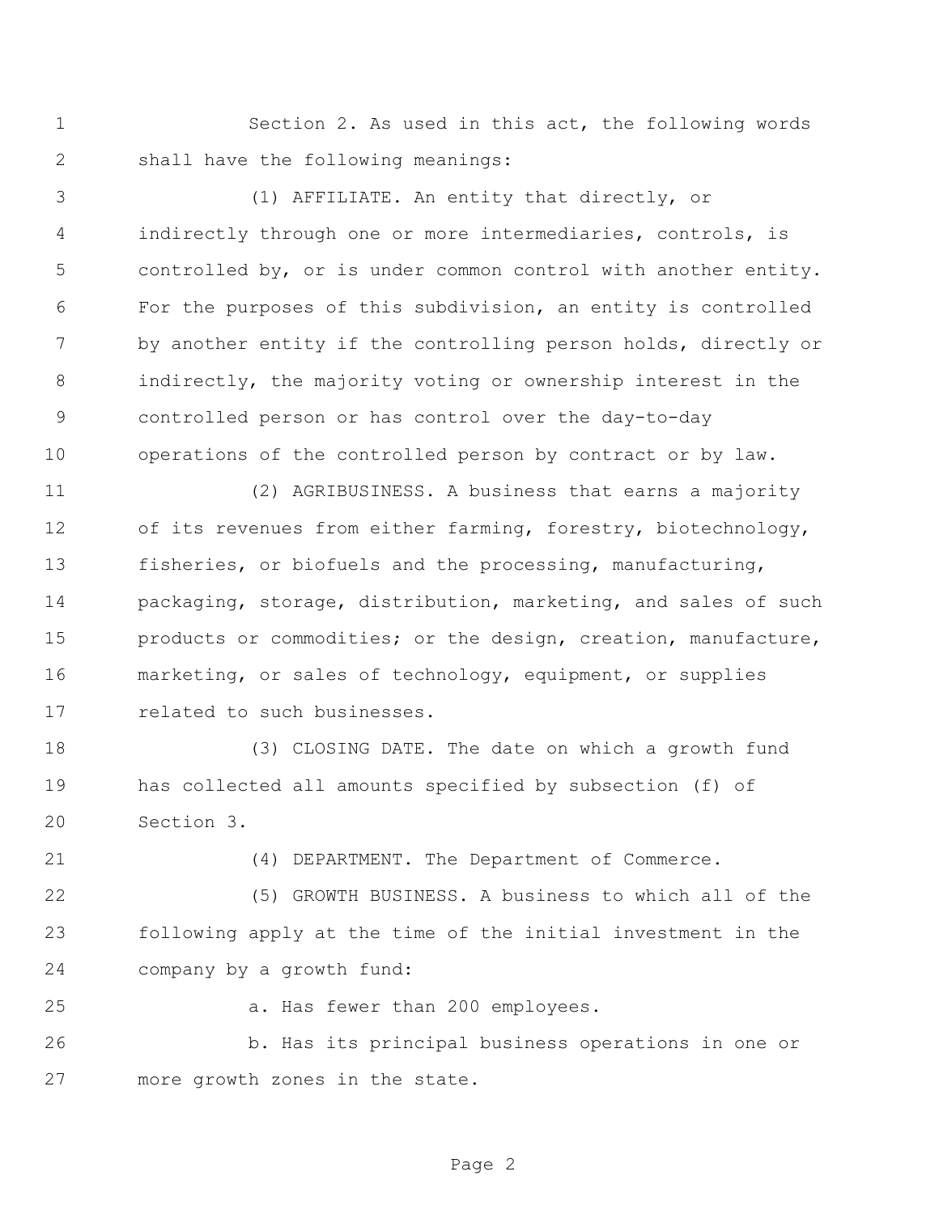Section 2. As used in this act, the following words shall have the following meanings:

(1) AFFILIATE. An entity that directly, or indirectly through one or more intermediaries, controls, is controlled by, or is under common control with another entity. For the purposes of this subdivision, an entity is controlled by another entity if the controlling person holds, directly or indirectly, the majority voting or ownership interest in the controlled person or has control over the day-to-day operations of the controlled person by contract or by law.

(2) AGRIBUSINESS. A business that earns a majority of its revenues from either farming, forestry, biotechnology, fisheries, or biofuels and the processing, manufacturing, packaging, storage, distribution, marketing, and sales of such products or commodities; or the design, creation, manufacture, marketing, or sales of technology, equipment, or supplies related to such businesses.

(3) CLOSING DATE. The date on which a growth fund has collected all amounts specified by subsection (f) of Section 3.

(4) DEPARTMENT. The Department of Commerce.

(5) GROWTH BUSINESS. A business to which all of the following apply at the time of the initial investment in the company by a growth fund:

a. Has fewer than 200 employees.

b. Has its principal business operations in one or more growth zones in the state.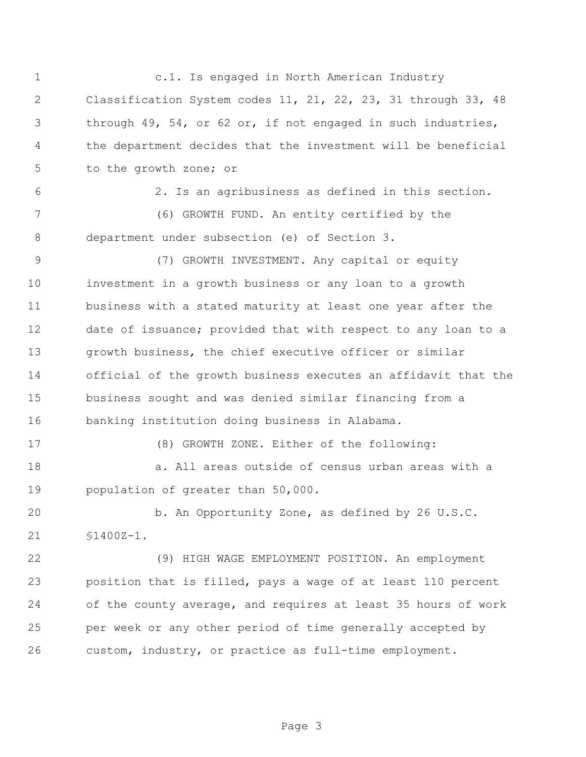c.1. Is engaged in North American Industry Classification System codes 11, 21, 22, 23, 31 through 33, 48 through 49, 54, or 62 or, if not engaged in such industries, the department decides that the investment will be beneficial to the growth zone; or

2. Is an agribusiness as defined in this section.

(6) GROWTH FUND. An entity certified by the department under subsection (e) of Section 3.

(7) GROWTH INVESTMENT. Any capital or equity investment in a growth business or any loan to a growth business with a stated maturity at least one year after the date of issuance; provided that with respect to any loan to a growth business, the chief executive officer or similar official of the growth business executes an affidavit that the business sought and was denied similar financing from a banking institution doing business in Alabama.

(8) GROWTH ZONE. Either of the following:

a. All areas outside of census urban areas with a population of greater than 50,000.

b. An Opportunity Zone, as defined by 26 U.S.C. §1400Z-1.

(9) HIGH WAGE EMPLOYMENT POSITION. An employment position that is filled, pays a wage of at least 110 percent of the county average, and requires at least 35 hours of work per week or any other period of time generally accepted by custom, industry, or practice as full-time employment.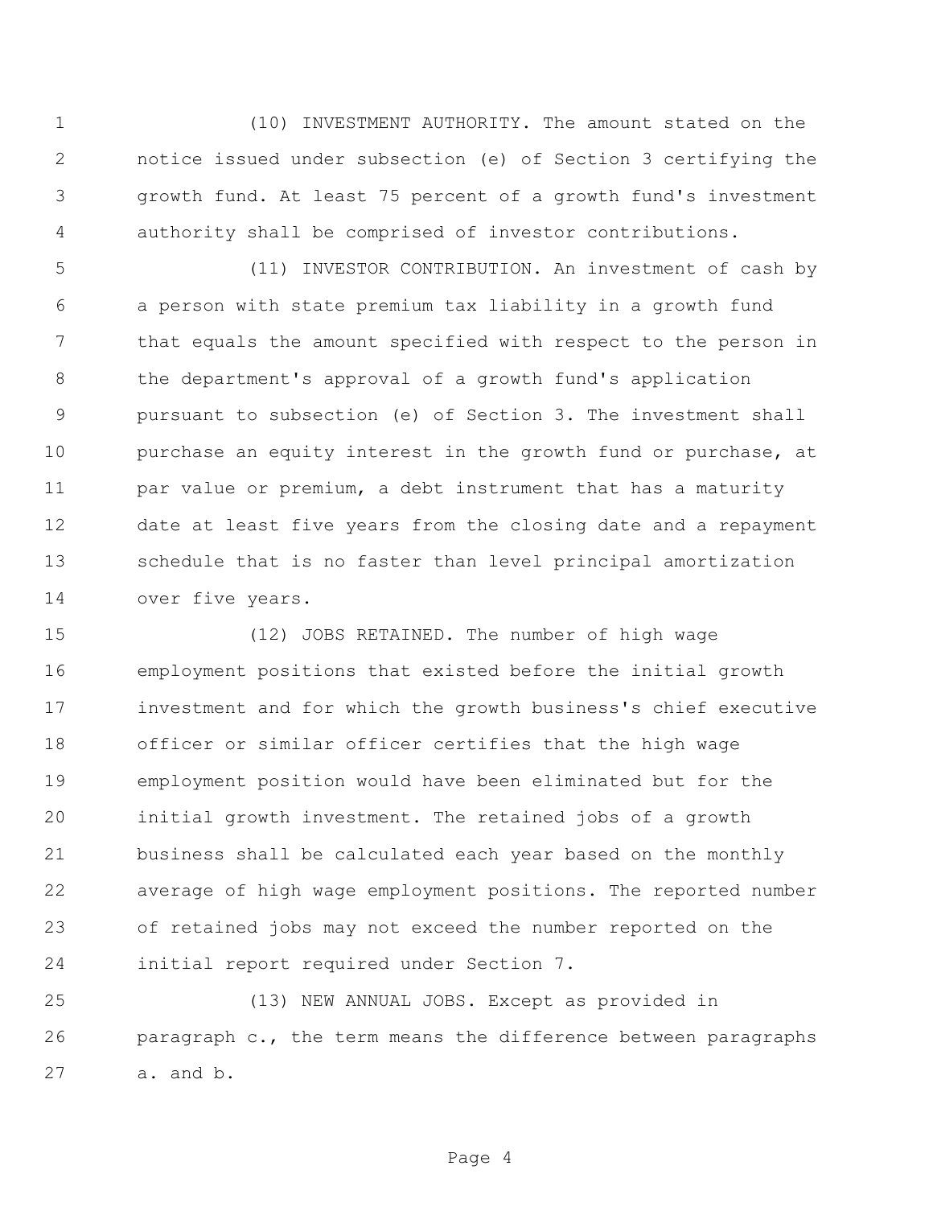(10) INVESTMENT AUTHORITY. The amount stated on the notice issued under subsection (e) of Section 3 certifying the growth fund. At least 75 percent of a growth fund's investment authority shall be comprised of investor contributions.

(11) INVESTOR CONTRIBUTION. An investment of cash by a person with state premium tax liability in a growth fund that equals the amount specified with respect to the person in the department's approval of a growth fund's application pursuant to subsection (e) of Section 3. The investment shall purchase an equity interest in the growth fund or purchase, at par value or premium, a debt instrument that has a maturity date at least five years from the closing date and a repayment schedule that is no faster than level principal amortization over five years.

(12) JOBS RETAINED. The number of high wage employment positions that existed before the initial growth investment and for which the growth business's chief executive officer or similar officer certifies that the high wage employment position would have been eliminated but for the initial growth investment. The retained jobs of a growth business shall be calculated each year based on the monthly average of high wage employment positions. The reported number of retained jobs may not exceed the number reported on the initial report required under Section 7.

(13) NEW ANNUAL JOBS. Except as provided in paragraph c., the term means the difference between paragraphs a. and b.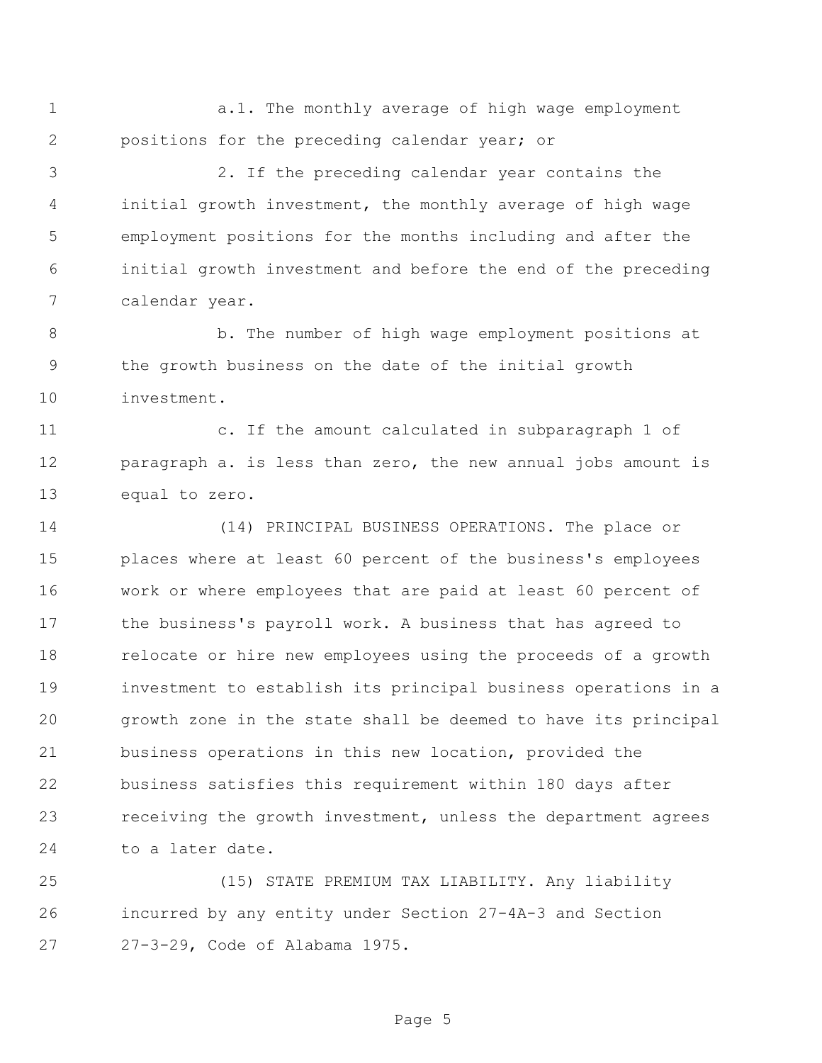a.1. The monthly average of high wage employment positions for the preceding calendar year; or

2. If the preceding calendar year contains the initial growth investment, the monthly average of high wage employment positions for the months including and after the initial growth investment and before the end of the preceding calendar year.

b. The number of high wage employment positions at the growth business on the date of the initial growth investment.

c. If the amount calculated in subparagraph 1 of paragraph a. is less than zero, the new annual jobs amount is equal to zero.

(14) PRINCIPAL BUSINESS OPERATIONS. The place or places where at least 60 percent of the business's employees work or where employees that are paid at least 60 percent of the business's payroll work. A business that has agreed to relocate or hire new employees using the proceeds of a growth investment to establish its principal business operations in a growth zone in the state shall be deemed to have its principal business operations in this new location, provided the business satisfies this requirement within 180 days after receiving the growth investment, unless the department agrees to a later date.

(15) STATE PREMIUM TAX LIABILITY. Any liability incurred by any entity under Section 27-4A-3 and Section 27-3-29, Code of Alabama 1975.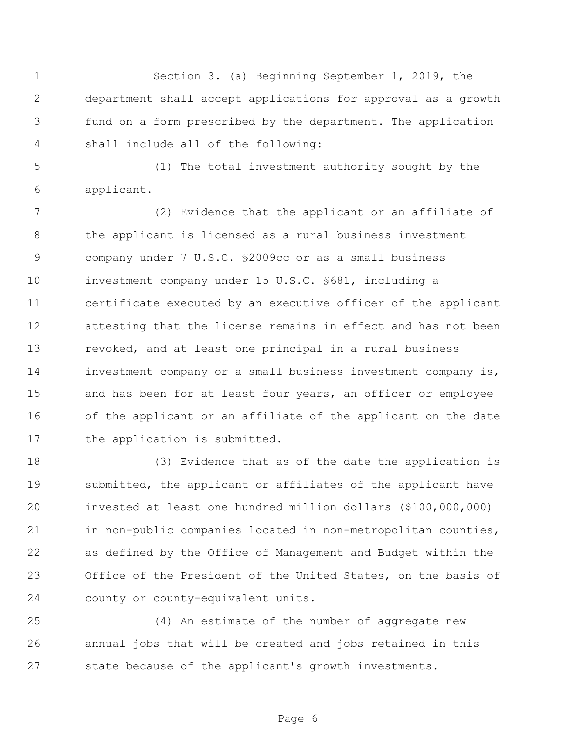Section 3. (a) Beginning September 1, 2019, the department shall accept applications for approval as a growth fund on a form prescribed by the department. The application shall include all of the following:

(1) The total investment authority sought by the applicant.

(2) Evidence that the applicant or an affiliate of the applicant is licensed as a rural business investment company under 7 U.S.C. §2009cc or as a small business investment company under 15 U.S.C. §681, including a certificate executed by an executive officer of the applicant attesting that the license remains in effect and has not been revoked, and at least one principal in a rural business investment company or a small business investment company is, and has been for at least four years, an officer or employee of the applicant or an affiliate of the applicant on the date the application is submitted.

(3) Evidence that as of the date the application is submitted, the applicant or affiliates of the applicant have invested at least one hundred million dollars ($100,000,000) in non-public companies located in non-metropolitan counties, as defined by the Office of Management and Budget within the Office of the President of the United States, on the basis of county or county-equivalent units.

(4) An estimate of the number of aggregate new annual jobs that will be created and jobs retained in this state because of the applicant's growth investments.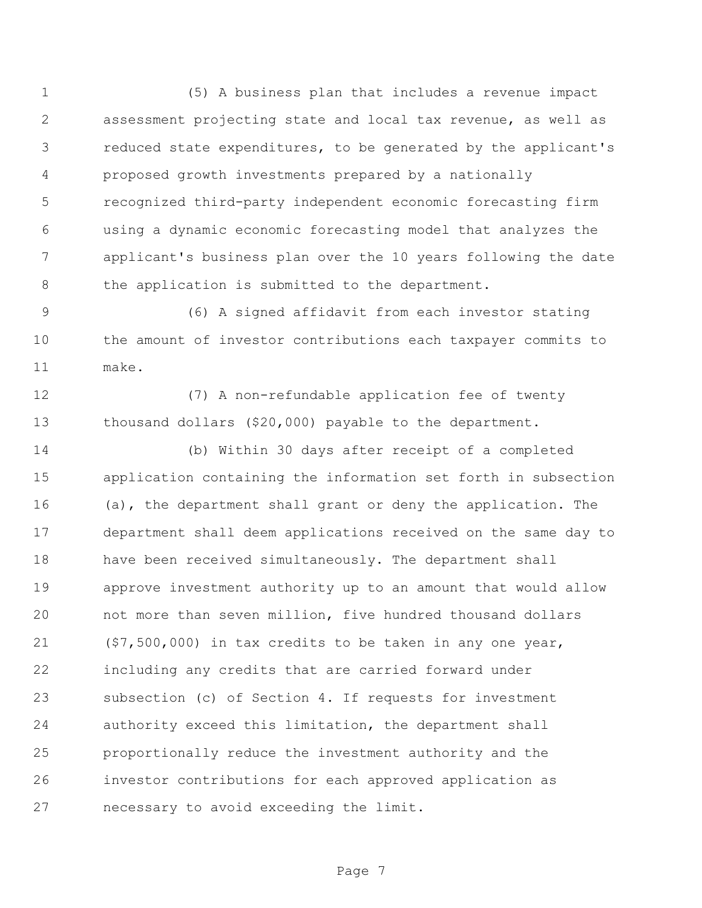(5) A business plan that includes a revenue impact assessment projecting state and local tax revenue, as well as reduced state expenditures, to be generated by the applicant's proposed growth investments prepared by a nationally recognized third-party independent economic forecasting firm using a dynamic economic forecasting model that analyzes the applicant's business plan over the 10 years following the date the application is submitted to the department.

(6) A signed affidavit from each investor stating the amount of investor contributions each taxpayer commits to make.

(7) A non-refundable application fee of twenty thousand dollars ($20,000) payable to the department.

(b) Within 30 days after receipt of a completed application containing the information set forth in subsection (a), the department shall grant or deny the application. The department shall deem applications received on the same day to have been received simultaneously. The department shall approve investment authority up to an amount that would allow not more than seven million, five hundred thousand dollars ($7,500,000) in tax credits to be taken in any one year, including any credits that are carried forward under subsection (c) of Section 4. If requests for investment authority exceed this limitation, the department shall proportionally reduce the investment authority and the investor contributions for each approved application as necessary to avoid exceeding the limit.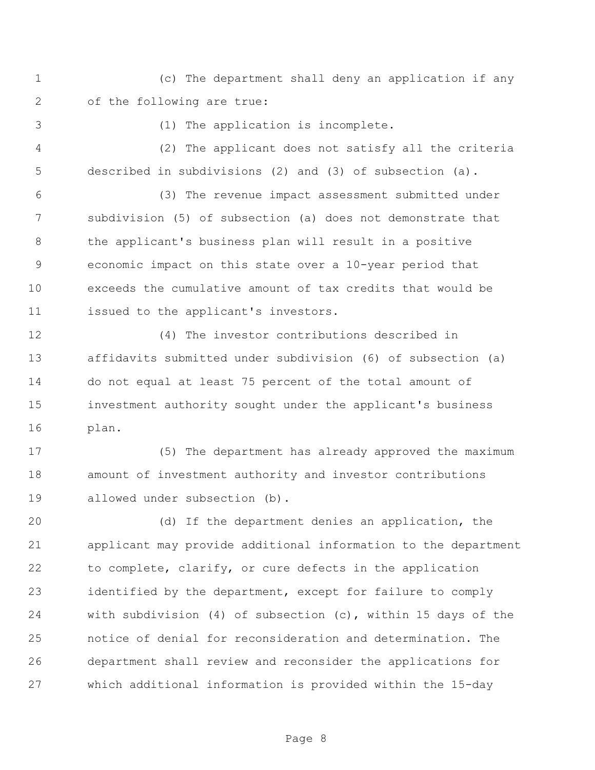(c) The department shall deny an application if any of the following are true:

(1) The application is incomplete.

(2) The applicant does not satisfy all the criteria described in subdivisions (2) and (3) of subsection (a).

(3) The revenue impact assessment submitted under subdivision (5) of subsection (a) does not demonstrate that the applicant's business plan will result in a positive economic impact on this state over a 10-year period that exceeds the cumulative amount of tax credits that would be issued to the applicant's investors.

(4) The investor contributions described in affidavits submitted under subdivision (6) of subsection (a) do not equal at least 75 percent of the total amount of investment authority sought under the applicant's business plan.

(5) The department has already approved the maximum amount of investment authority and investor contributions allowed under subsection (b).

(d) If the department denies an application, the applicant may provide additional information to the department to complete, clarify, or cure defects in the application identified by the department, except for failure to comply with subdivision (4) of subsection (c), within 15 days of the notice of denial for reconsideration and determination. The department shall review and reconsider the applications for which additional information is provided within the 15-day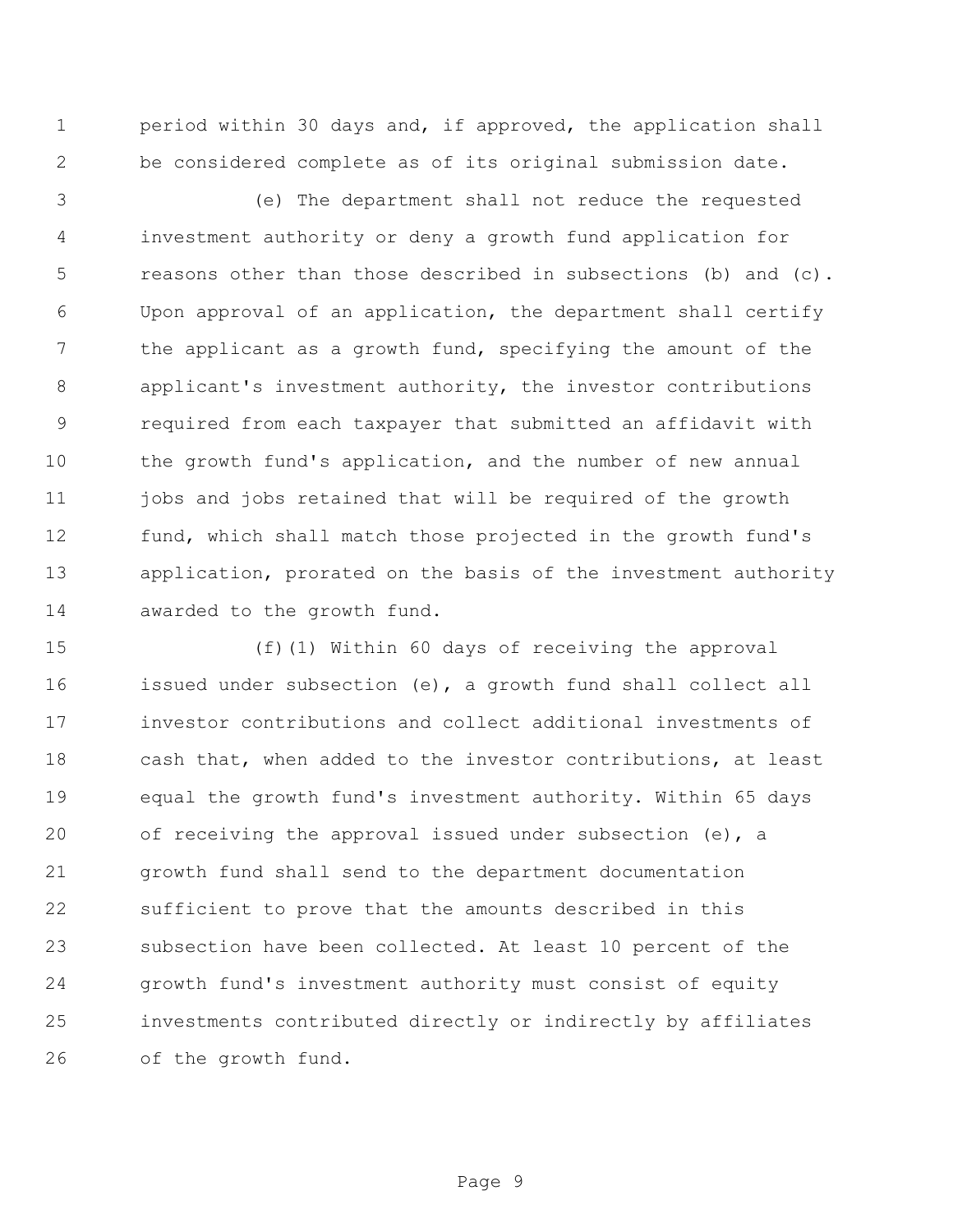period within 30 days and, if approved, the application shall be considered complete as of its original submission date.

(e) The department shall not reduce the requested investment authority or deny a growth fund application for reasons other than those described in subsections (b) and (c). Upon approval of an application, the department shall certify the applicant as a growth fund, specifying the amount of the applicant's investment authority, the investor contributions required from each taxpayer that submitted an affidavit with the growth fund's application, and the number of new annual jobs and jobs retained that will be required of the growth fund, which shall match those projected in the growth fund's application, prorated on the basis of the investment authority awarded to the growth fund.

(f)(1) Within 60 days of receiving the approval issued under subsection (e), a growth fund shall collect all investor contributions and collect additional investments of cash that, when added to the investor contributions, at least equal the growth fund's investment authority. Within 65 days of receiving the approval issued under subsection (e), a growth fund shall send to the department documentation sufficient to prove that the amounts described in this subsection have been collected. At least 10 percent of the growth fund's investment authority must consist of equity investments contributed directly or indirectly by affiliates of the growth fund.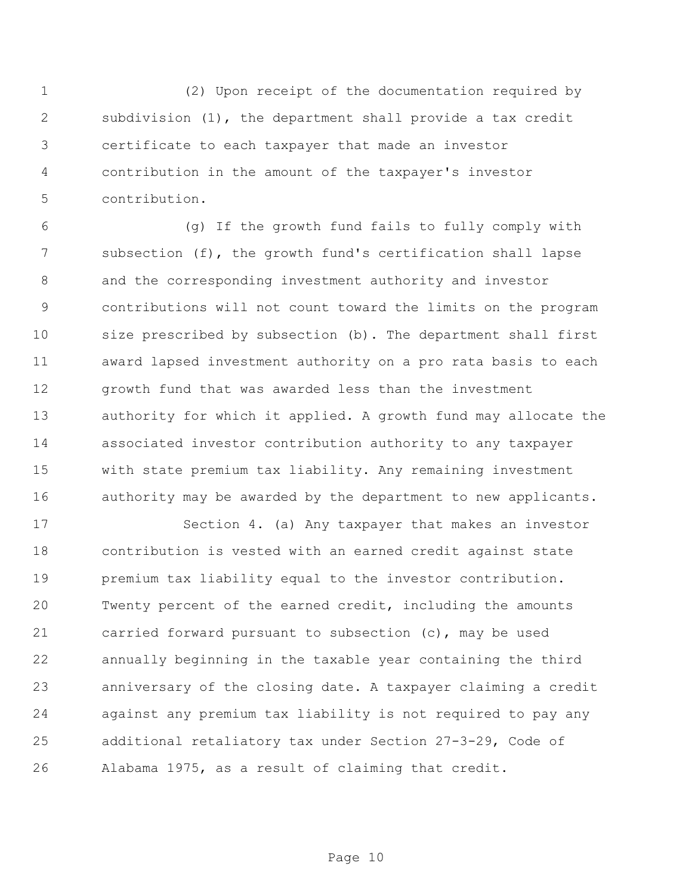(2) Upon receipt of the documentation required by subdivision (1), the department shall provide a tax credit certificate to each taxpayer that made an investor contribution in the amount of the taxpayer's investor contribution.

(g) If the growth fund fails to fully comply with subsection (f), the growth fund's certification shall lapse and the corresponding investment authority and investor contributions will not count toward the limits on the program size prescribed by subsection (b). The department shall first award lapsed investment authority on a pro rata basis to each growth fund that was awarded less than the investment authority for which it applied. A growth fund may allocate the associated investor contribution authority to any taxpayer with state premium tax liability. Any remaining investment authority may be awarded by the department to new applicants.

Section 4. (a) Any taxpayer that makes an investor contribution is vested with an earned credit against state premium tax liability equal to the investor contribution. Twenty percent of the earned credit, including the amounts carried forward pursuant to subsection (c), may be used annually beginning in the taxable year containing the third anniversary of the closing date. A taxpayer claiming a credit against any premium tax liability is not required to pay any additional retaliatory tax under Section 27-3-29, Code of Alabama 1975, as a result of claiming that credit.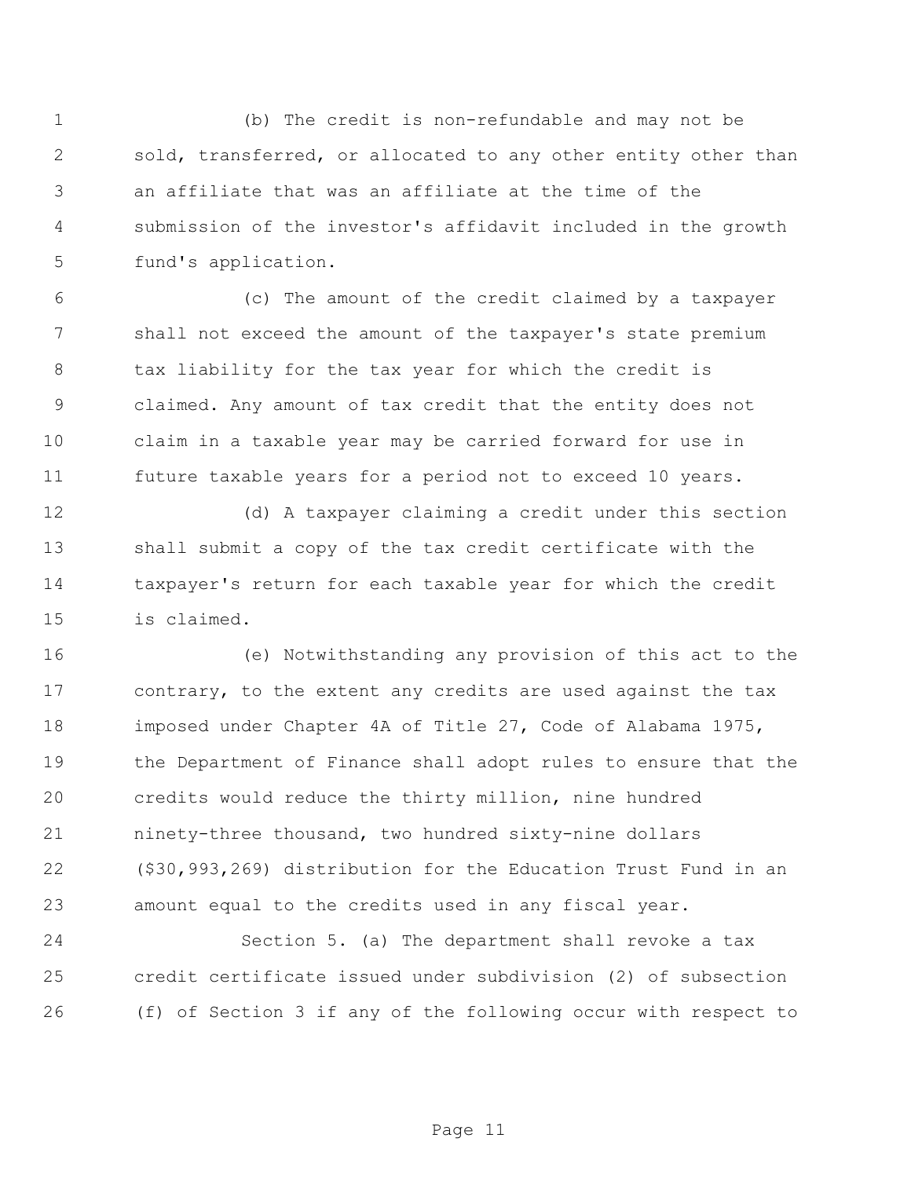(b) The credit is non-refundable and may not be sold, transferred, or allocated to any other entity other than an affiliate that was an affiliate at the time of the submission of the investor's affidavit included in the growth fund's application.

(c) The amount of the credit claimed by a taxpayer shall not exceed the amount of the taxpayer's state premium tax liability for the tax year for which the credit is claimed. Any amount of tax credit that the entity does not claim in a taxable year may be carried forward for use in future taxable years for a period not to exceed 10 years.

(d) A taxpayer claiming a credit under this section shall submit a copy of the tax credit certificate with the taxpayer's return for each taxable year for which the credit is claimed.

(e) Notwithstanding any provision of this act to the contrary, to the extent any credits are used against the tax imposed under Chapter 4A of Title 27, Code of Alabama 1975, the Department of Finance shall adopt rules to ensure that the credits would reduce the thirty million, nine hundred ninety-three thousand, two hundred sixty-nine dollars ($30,993,269) distribution for the Education Trust Fund in an amount equal to the credits used in any fiscal year.

Section 5. (a) The department shall revoke a tax credit certificate issued under subdivision (2) of subsection (f) of Section 3 if any of the following occur with respect to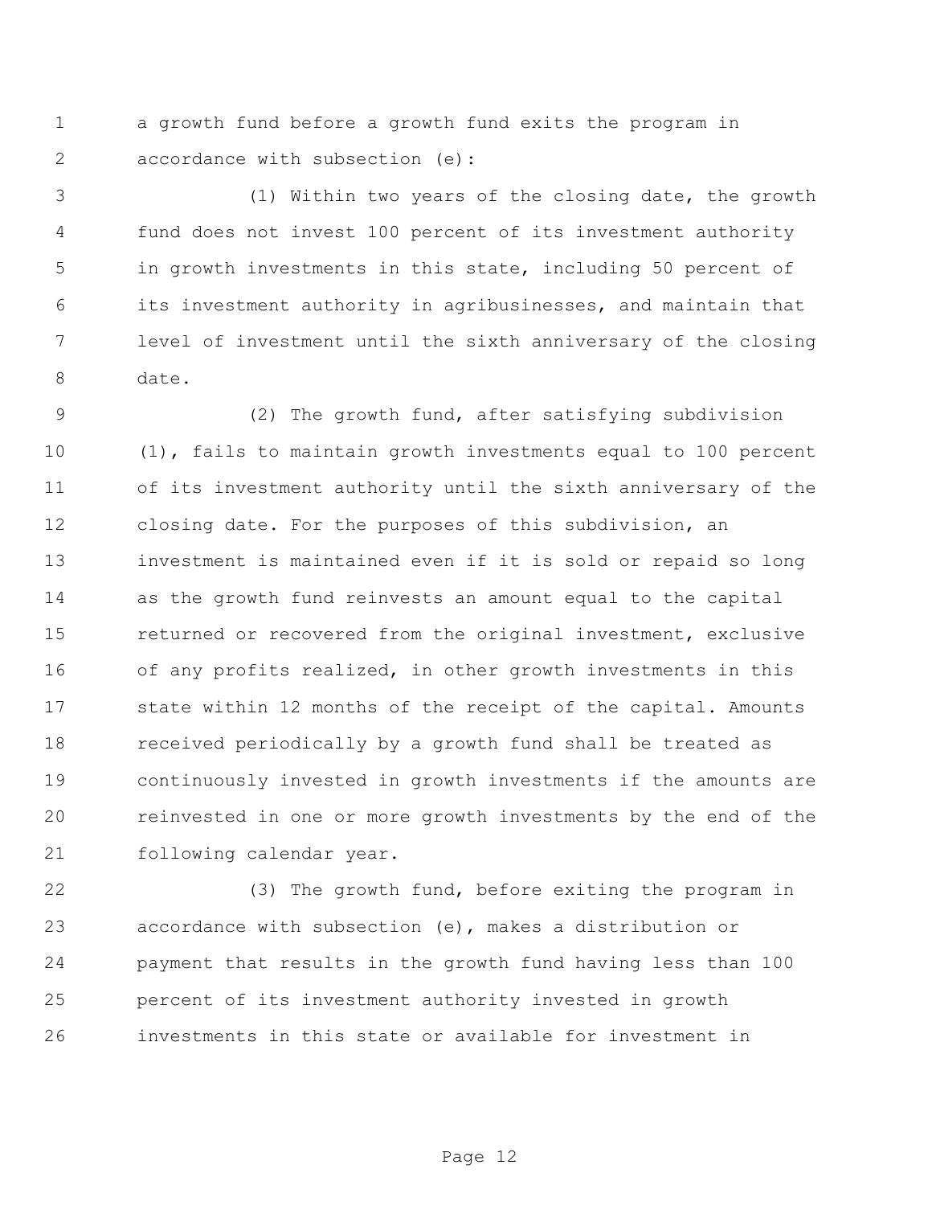a growth fund before a growth fund exits the program in accordance with subsection (e):

(1) Within two years of the closing date, the growth fund does not invest 100 percent of its investment authority in growth investments in this state, including 50 percent of its investment authority in agribusinesses, and maintain that level of investment until the sixth anniversary of the closing date.

(2) The growth fund, after satisfying subdivision (1), fails to maintain growth investments equal to 100 percent of its investment authority until the sixth anniversary of the closing date. For the purposes of this subdivision, an investment is maintained even if it is sold or repaid so long as the growth fund reinvests an amount equal to the capital returned or recovered from the original investment, exclusive of any profits realized, in other growth investments in this state within 12 months of the receipt of the capital. Amounts received periodically by a growth fund shall be treated as continuously invested in growth investments if the amounts are reinvested in one or more growth investments by the end of the following calendar year.

(3) The growth fund, before exiting the program in accordance with subsection (e), makes a distribution or payment that results in the growth fund having less than 100 percent of its investment authority invested in growth investments in this state or available for investment in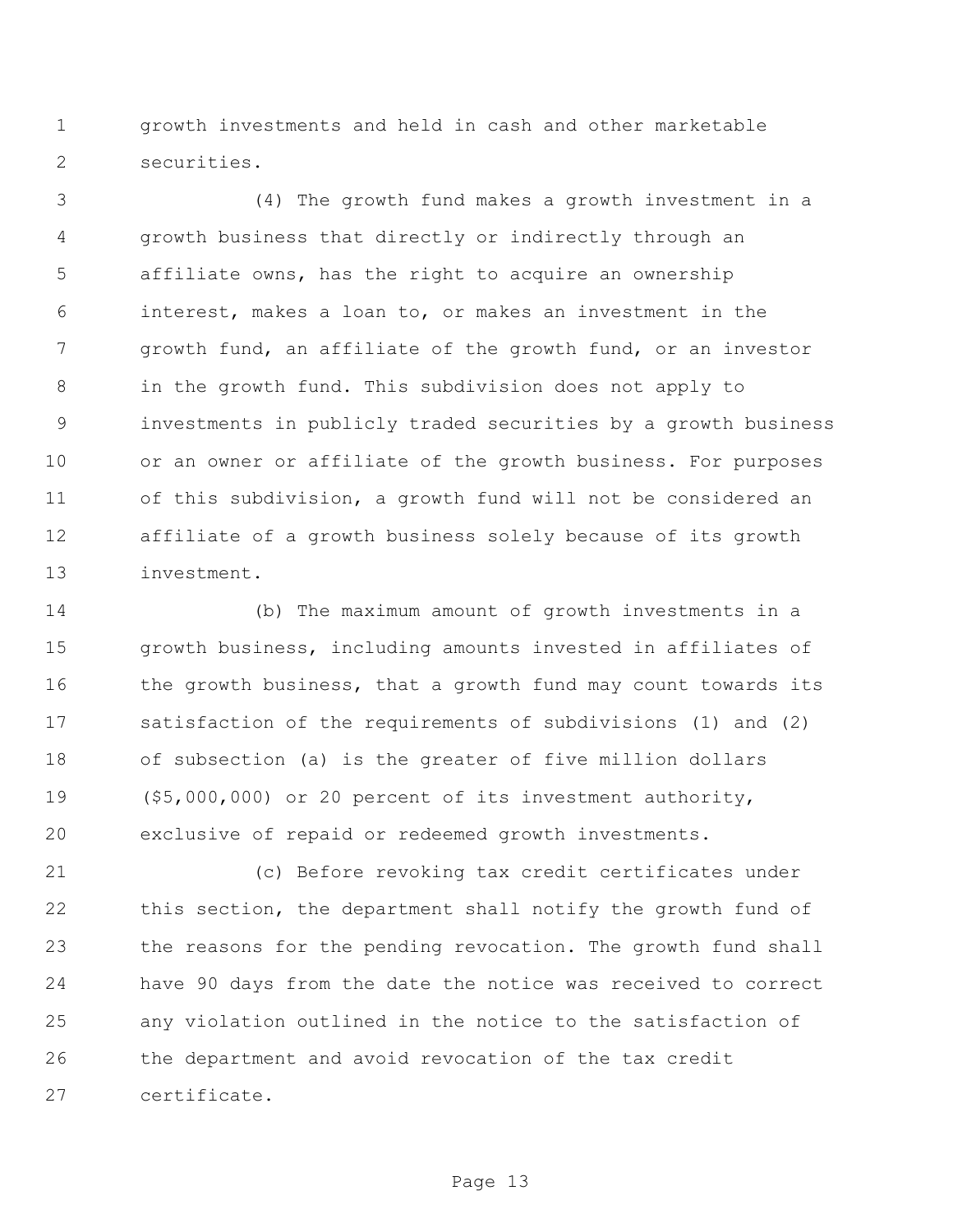growth investments and held in cash and other marketable securities.

(4) The growth fund makes a growth investment in a growth business that directly or indirectly through an affiliate owns, has the right to acquire an ownership interest, makes a loan to, or makes an investment in the growth fund, an affiliate of the growth fund, or an investor in the growth fund. This subdivision does not apply to investments in publicly traded securities by a growth business or an owner or affiliate of the growth business. For purposes of this subdivision, a growth fund will not be considered an affiliate of a growth business solely because of its growth investment.

(b) The maximum amount of growth investments in a growth business, including amounts invested in affiliates of the growth business, that a growth fund may count towards its satisfaction of the requirements of subdivisions (1) and (2) of subsection (a) is the greater of five million dollars ($5,000,000) or 20 percent of its investment authority, exclusive of repaid or redeemed growth investments.

(c) Before revoking tax credit certificates under this section, the department shall notify the growth fund of the reasons for the pending revocation. The growth fund shall have 90 days from the date the notice was received to correct any violation outlined in the notice to the satisfaction of the department and avoid revocation of the tax credit certificate.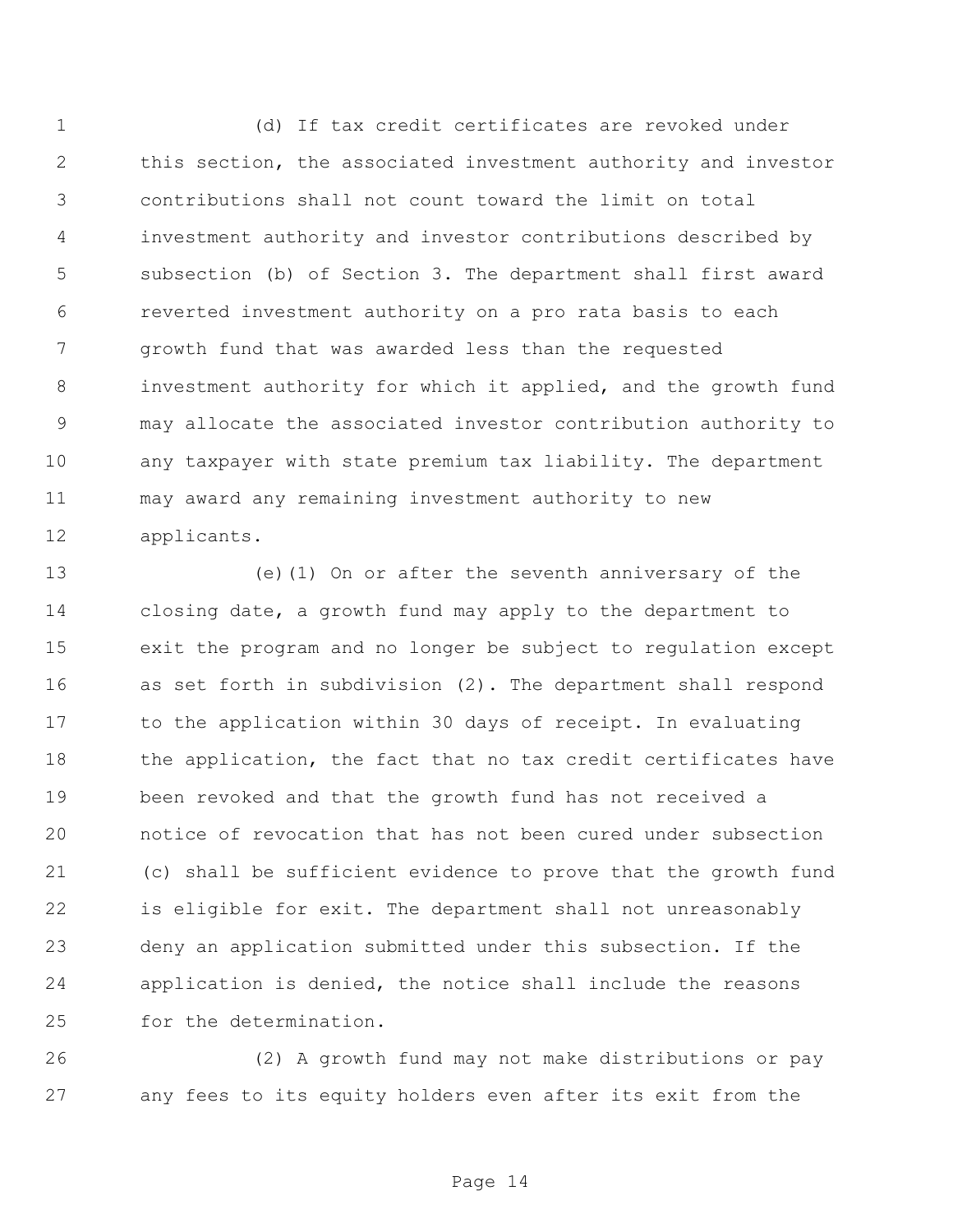(d) If tax credit certificates are revoked under this section, the associated investment authority and investor contributions shall not count toward the limit on total investment authority and investor contributions described by subsection (b) of Section 3. The department shall first award reverted investment authority on a pro rata basis to each growth fund that was awarded less than the requested investment authority for which it applied, and the growth fund may allocate the associated investor contribution authority to any taxpayer with state premium tax liability. The department may award any remaining investment authority to new applicants.

(e)(1) On or after the seventh anniversary of the closing date, a growth fund may apply to the department to exit the program and no longer be subject to regulation except as set forth in subdivision (2). The department shall respond to the application within 30 days of receipt. In evaluating the application, the fact that no tax credit certificates have been revoked and that the growth fund has not received a notice of revocation that has not been cured under subsection (c) shall be sufficient evidence to prove that the growth fund is eligible for exit. The department shall not unreasonably deny an application submitted under this subsection. If the application is denied, the notice shall include the reasons for the determination.

(2) A growth fund may not make distributions or pay any fees to its equity holders even after its exit from the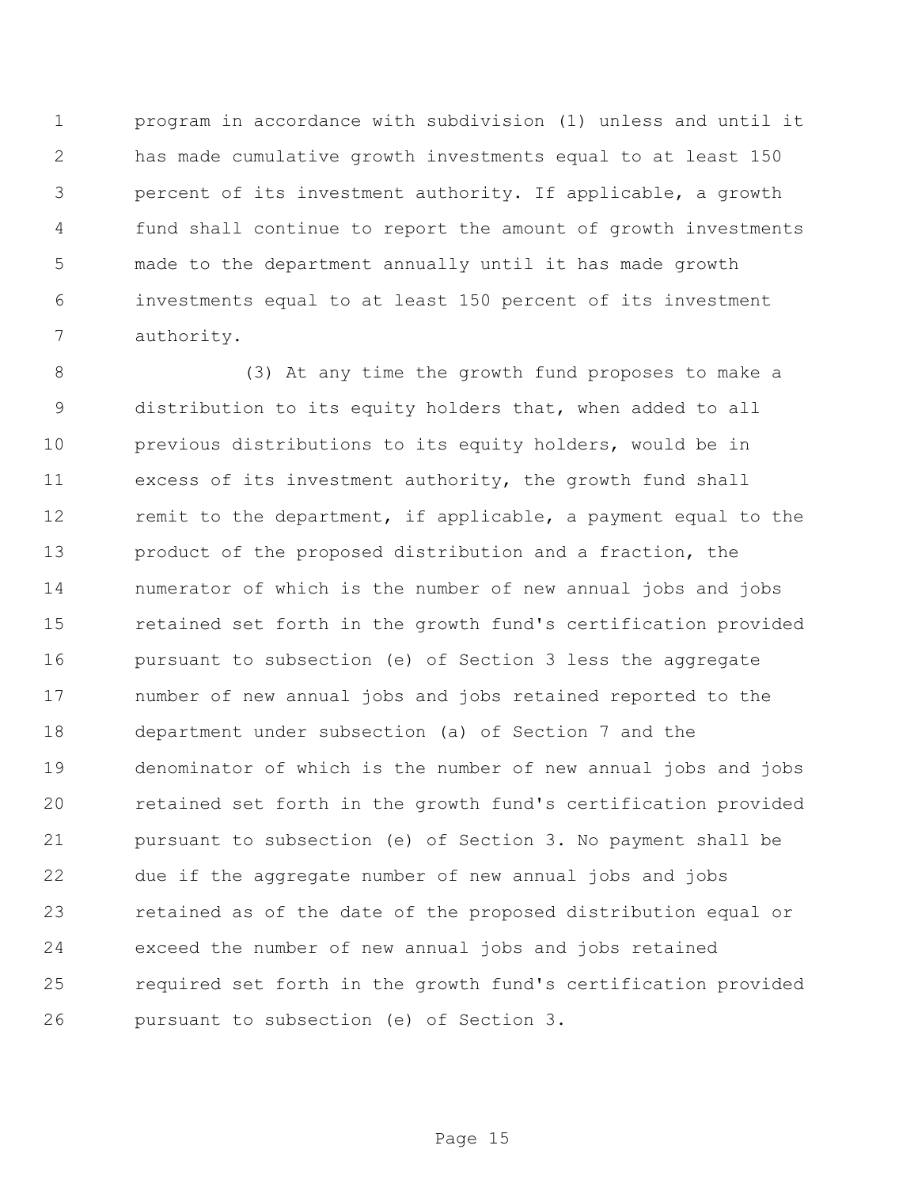program in accordance with subdivision (1) unless and until it has made cumulative growth investments equal to at least 150 percent of its investment authority. If applicable, a growth fund shall continue to report the amount of growth investments made to the department annually until it has made growth investments equal to at least 150 percent of its investment authority.

(3) At any time the growth fund proposes to make a distribution to its equity holders that, when added to all previous distributions to its equity holders, would be in excess of its investment authority, the growth fund shall remit to the department, if applicable, a payment equal to the product of the proposed distribution and a fraction, the numerator of which is the number of new annual jobs and jobs retained set forth in the growth fund's certification provided pursuant to subsection (e) of Section 3 less the aggregate number of new annual jobs and jobs retained reported to the department under subsection (a) of Section 7 and the denominator of which is the number of new annual jobs and jobs retained set forth in the growth fund's certification provided pursuant to subsection (e) of Section 3. No payment shall be due if the aggregate number of new annual jobs and jobs retained as of the date of the proposed distribution equal or exceed the number of new annual jobs and jobs retained required set forth in the growth fund's certification provided pursuant to subsection (e) of Section 3.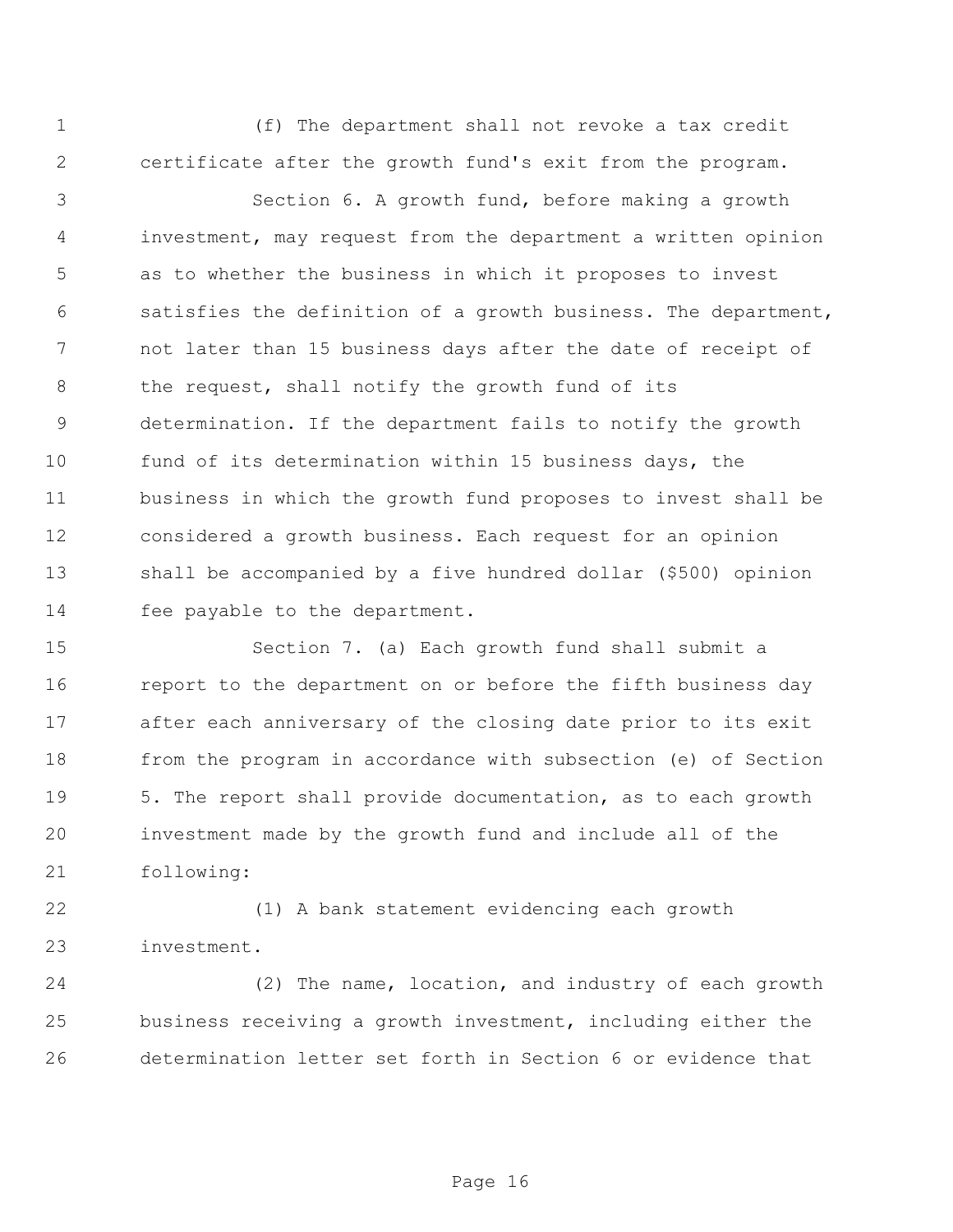(f) The department shall not revoke a tax credit certificate after the growth fund's exit from the program.

Section 6. A growth fund, before making a growth investment, may request from the department a written opinion as to whether the business in which it proposes to invest satisfies the definition of a growth business. The department, not later than 15 business days after the date of receipt of the request, shall notify the growth fund of its determination. If the department fails to notify the growth fund of its determination within 15 business days, the business in which the growth fund proposes to invest shall be considered a growth business. Each request for an opinion shall be accompanied by a five hundred dollar ($500) opinion fee payable to the department.

Section 7. (a) Each growth fund shall submit a report to the department on or before the fifth business day after each anniversary of the closing date prior to its exit from the program in accordance with subsection (e) of Section 5. The report shall provide documentation, as to each growth investment made by the growth fund and include all of the following:

(1) A bank statement evidencing each growth investment.

(2) The name, location, and industry of each growth business receiving a growth investment, including either the determination letter set forth in Section 6 or evidence that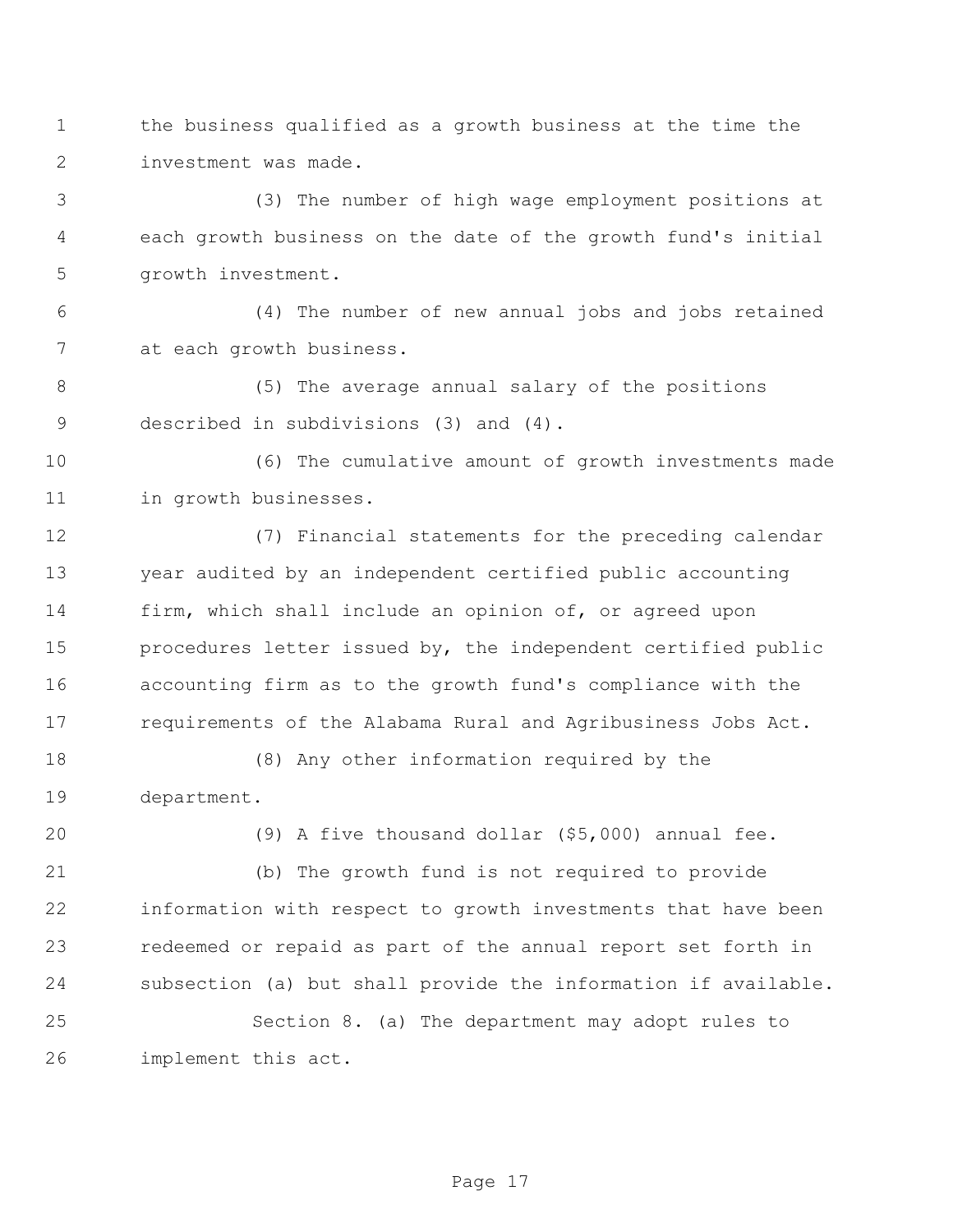the business qualified as a growth business at the time the investment was made.

(3) The number of high wage employment positions at each growth business on the date of the growth fund's initial growth investment.

(4) The number of new annual jobs and jobs retained at each growth business.

(5) The average annual salary of the positions described in subdivisions (3) and (4).

(6) The cumulative amount of growth investments made in growth businesses.

(7) Financial statements for the preceding calendar year audited by an independent certified public accounting firm, which shall include an opinion of, or agreed upon procedures letter issued by, the independent certified public accounting firm as to the growth fund's compliance with the requirements of the Alabama Rural and Agribusiness Jobs Act.

(8) Any other information required by the department.

(9) A five thousand dollar ($5,000) annual fee.

(b) The growth fund is not required to provide information with respect to growth investments that have been redeemed or repaid as part of the annual report set forth in subsection (a) but shall provide the information if available.

Section 8. (a) The department may adopt rules to implement this act.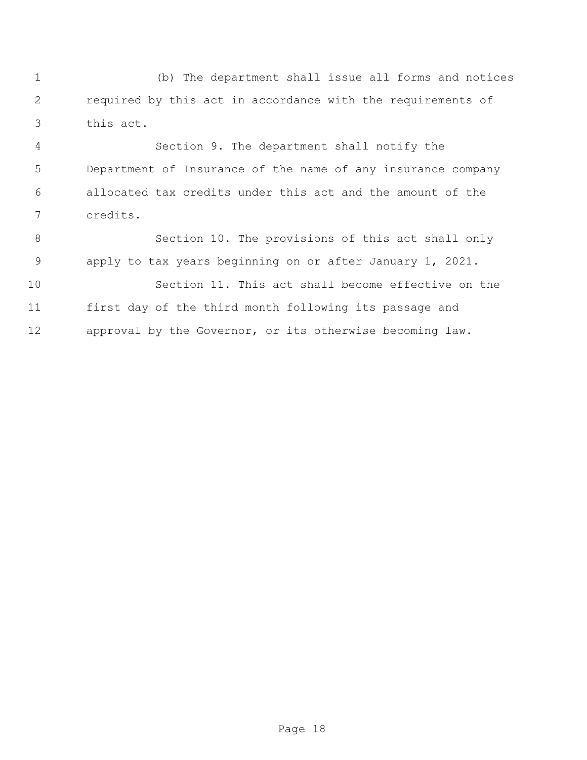(b) The department shall issue all forms and notices required by this act in accordance with the requirements of this act.

Section 9. The department shall notify the Department of Insurance of the name of any insurance company allocated tax credits under this act and the amount of the credits.

Section 10. The provisions of this act shall only apply to tax years beginning on or after January 1, 2021.

Section 11. This act shall become effective on the first day of the third month following its passage and approval by the Governor, or its otherwise becoming law.